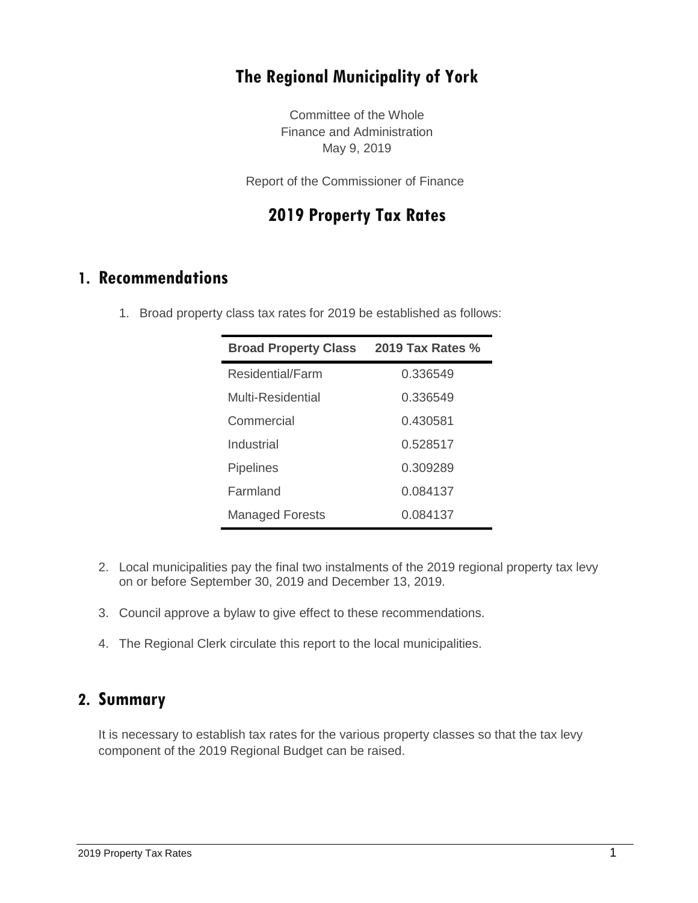# The Regional Municipality of York

Committee of the Whole
Finance and Administration
May 9, 2019

Report of the Commissioner of Finance

# 2019 Property Tax Rates

## 1. Recommendations

1. Broad property class tax rates for 2019 be established as follows:

| Broad Property Class | 2019 Tax Rates % |
|---|---|
| Residential/Farm | 0.336549 |
| Multi-Residential | 0.336549 |
| Commercial | 0.430581 |
| Industrial | 0.528517 |
| Pipelines | 0.309289 |
| Farmland | 0.084137 |
| Managed Forests | 0.084137 |

2. Local municipalities pay the final two instalments of the 2019 regional property tax levy on or before September 30, 2019 and December 13, 2019.

3. Council approve a bylaw to give effect to these recommendations.

4. The Regional Clerk circulate this report to the local municipalities.

## 2. Summary

It is necessary to establish tax rates for the various property classes so that the tax levy component of the 2019 Regional Budget can be raised.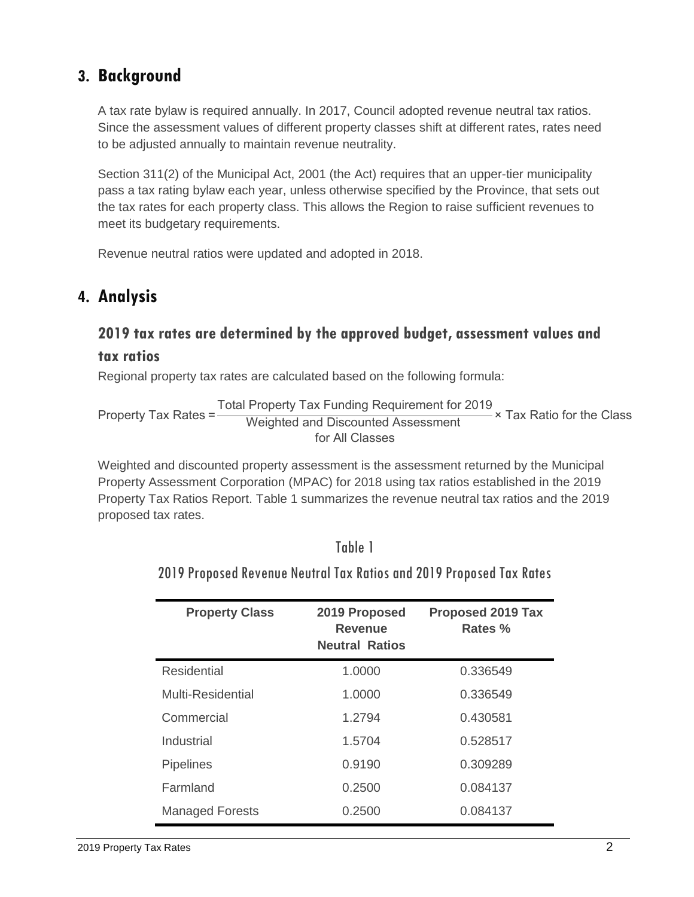## 3. Background

A tax rate bylaw is required annually. In 2017, Council adopted revenue neutral tax ratios. Since the assessment values of different property classes shift at different rates, rates need to be adjusted annually to maintain revenue neutrality.

Section 311(2) of the Municipal Act, 2001 (the Act) requires that an upper-tier municipality pass a tax rating bylaw each year, unless otherwise specified by the Province, that sets out the tax rates for each property class. This allows the Region to raise sufficient revenues to meet its budgetary requirements.

Revenue neutral ratios were updated and adopted in 2018.

## 4. Analysis

### 2019 tax rates are determined by the approved budget, assessment values and tax ratios

Regional property tax rates are calculated based on the following formula:

$$\text{Property Tax Rates} = \frac{\text{Total Property Tax Funding Requirement for 2019}}{\text{Weighted and Discounted Assessment for All Classes}} \times \text{Tax Ratio for the Class}$$

Weighted and discounted property assessment is the assessment returned by the Municipal Property Assessment Corporation (MPAC) for 2018 using tax ratios established in the 2019 Property Tax Ratios Report. Table 1 summarizes the revenue neutral tax ratios and the 2019 proposed tax rates.

Table 1

2019 Proposed Revenue Neutral Tax Ratios and 2019 Proposed Tax Rates

| Property Class | 2019 Proposed Revenue Neutral Ratios | Proposed 2019 Tax Rates % |
|---|---|---|
| Residential | 1.0000 | 0.336549 |
| Multi-Residential | 1.0000 | 0.336549 |
| Commercial | 1.2794 | 0.430581 |
| Industrial | 1.5704 | 0.528517 |
| Pipelines | 0.9190 | 0.309289 |
| Farmland | 0.2500 | 0.084137 |
| Managed Forests | 0.2500 | 0.084137 |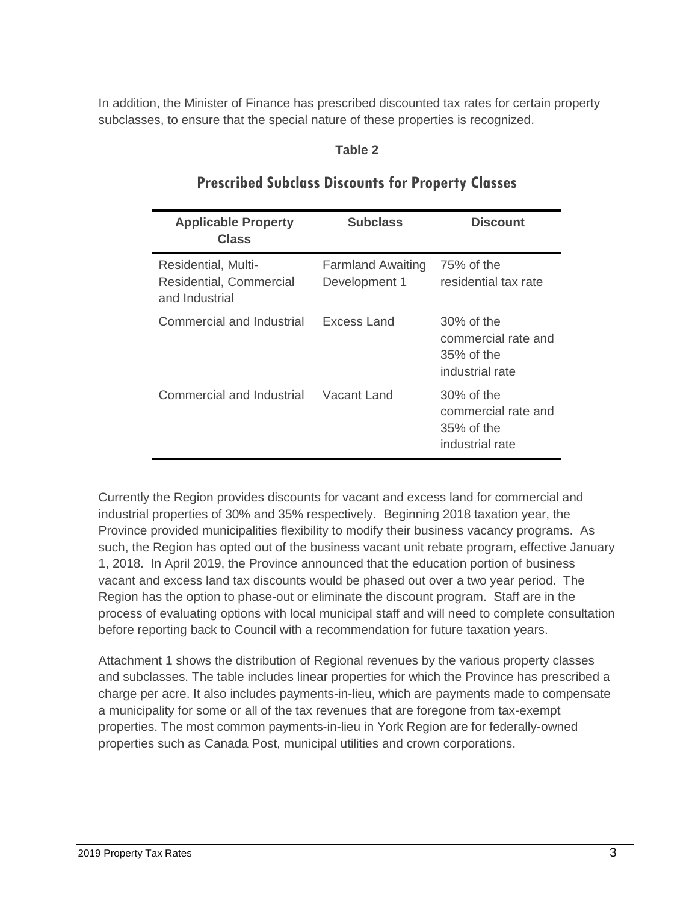In addition, the Minister of Finance has prescribed discounted tax rates for certain property subclasses, to ensure that the special nature of these properties is recognized.

**Table 2**

## Prescribed Subclass Discounts for Property Classes

| Applicable Property Class | Subclass | Discount |
| --- | --- | --- |
| Residential, Multi-Residential, Commercial and Industrial | Farmland Awaiting Development 1 | 75% of the residential tax rate |
| Commercial and Industrial | Excess Land | 30% of the commercial rate and 35% of the industrial rate |
| Commercial and Industrial | Vacant Land | 30% of the commercial rate and 35% of the industrial rate |

Currently the Region provides discounts for vacant and excess land for commercial and industrial properties of 30% and 35% respectively. Beginning 2018 taxation year, the Province provided municipalities flexibility to modify their business vacancy programs. As such, the Region has opted out of the business vacant unit rebate program, effective January 1, 2018. In April 2019, the Province announced that the education portion of business vacant and excess land tax discounts would be phased out over a two year period. The Region has the option to phase-out or eliminate the discount program. Staff are in the process of evaluating options with local municipal staff and will need to complete consultation before reporting back to Council with a recommendation for future taxation years.

Attachment 1 shows the distribution of Regional revenues by the various property classes and subclasses. The table includes linear properties for which the Province has prescribed a charge per acre. It also includes payments-in-lieu, which are payments made to compensate a municipality for some or all of the tax revenues that are foregone from tax-exempt properties. The most common payments-in-lieu in York Region are for federally-owned properties such as Canada Post, municipal utilities and crown corporations.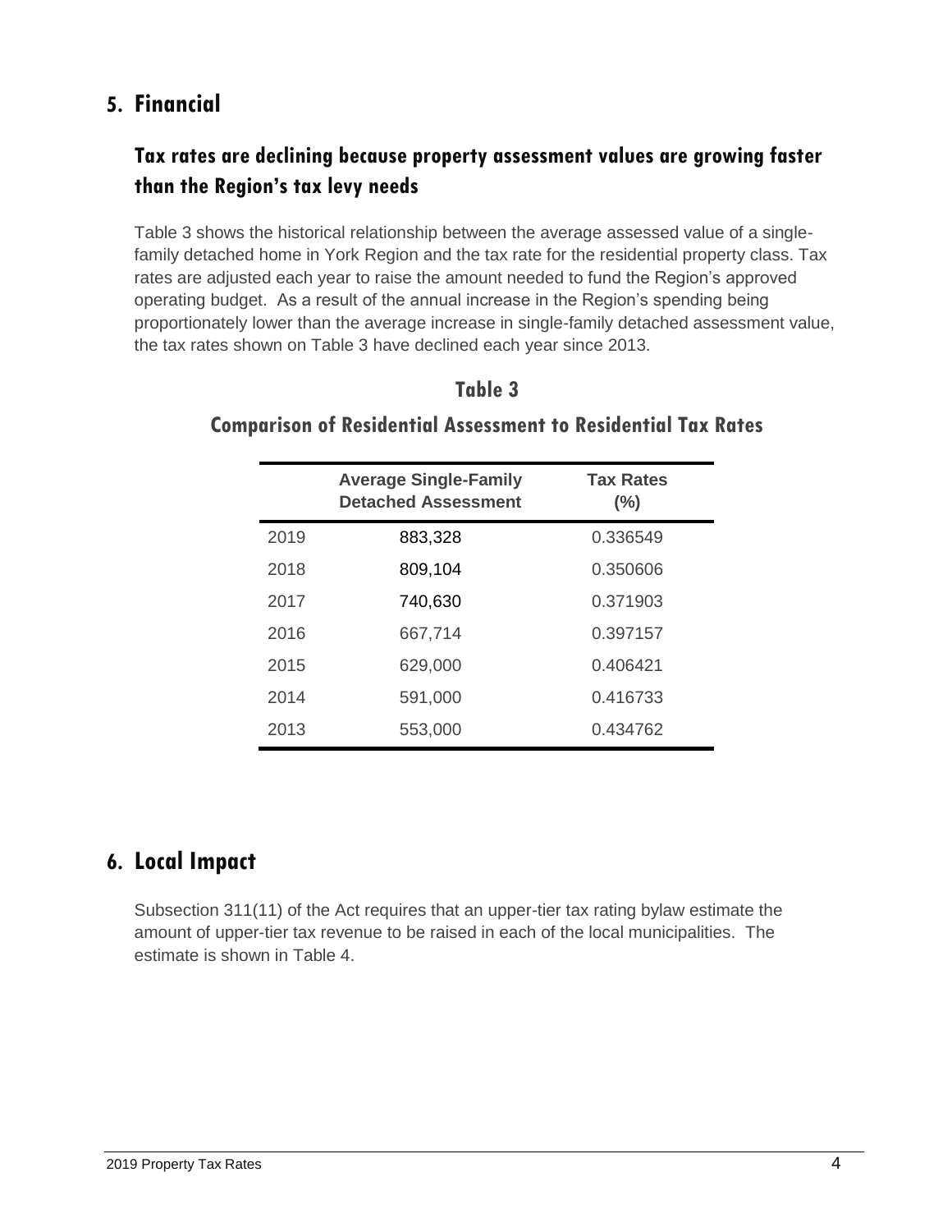## 5. Financial

### Tax rates are declining because property assessment values are growing faster than the Region's tax levy needs

Table 3 shows the historical relationship between the average assessed value of a single-family detached home in York Region and the tax rate for the residential property class. Tax rates are adjusted each year to raise the amount needed to fund the Region's approved operating budget. As a result of the annual increase in the Region's spending being proportionately lower than the average increase in single-family detached assessment value, the tax rates shown on Table 3 have declined each year since 2013.

**Table 3**

**Comparison of Residential Assessment to Residential Tax Rates**

| | Average Single-Family Detached Assessment | Tax Rates (%) |
|---|---|---|
| 2019 | 883,328 | 0.336549 |
| 2018 | 809,104 | 0.350606 |
| 2017 | 740,630 | 0.371903 |
| 2016 | 667,714 | 0.397157 |
| 2015 | 629,000 | 0.406421 |
| 2014 | 591,000 | 0.416733 |
| 2013 | 553,000 | 0.434762 |

## 6. Local Impact

Subsection 311(11) of the Act requires that an upper-tier tax rating bylaw estimate the amount of upper-tier tax revenue to be raised in each of the local municipalities. The estimate is shown in Table 4.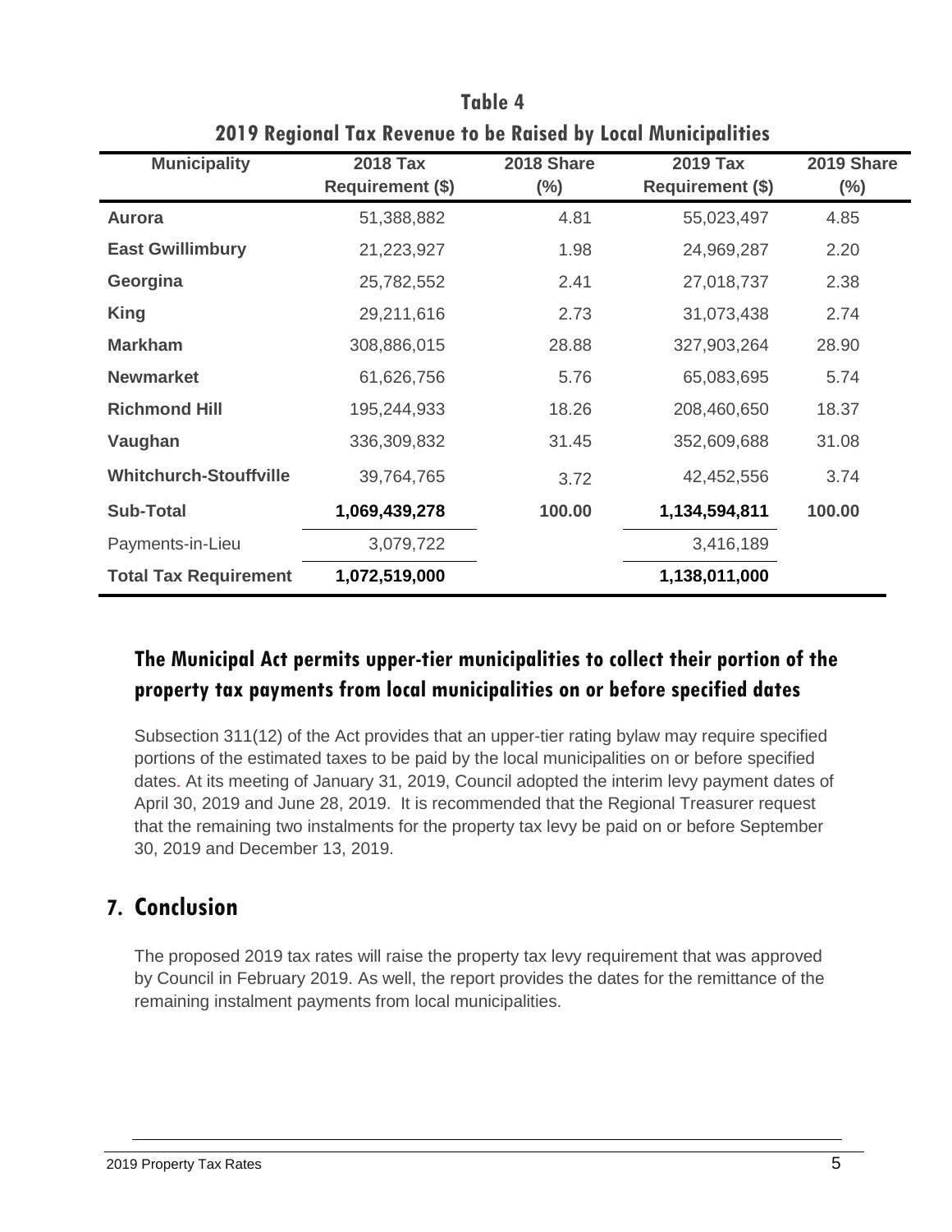**Table 4**

**2019 Regional Tax Revenue to be Raised by Local Municipalities**

| Municipality | 2018 Tax Requirement ($) | 2018 Share (%) | 2019 Tax Requirement ($) | 2019 Share (%) |
|---|---|---|---|---|
| **Aurora** | 51,388,882 | 4.81 | 55,023,497 | 4.85 |
| **East Gwillimbury** | 21,223,927 | 1.98 | 24,969,287 | 2.20 |
| **Georgina** | 25,782,552 | 2.41 | 27,018,737 | 2.38 |
| **King** | 29,211,616 | 2.73 | 31,073,438 | 2.74 |
| **Markham** | 308,886,015 | 28.88 | 327,903,264 | 28.90 |
| **Newmarket** | 61,626,756 | 5.76 | 65,083,695 | 5.74 |
| **Richmond Hill** | 195,244,933 | 18.26 | 208,460,650 | 18.37 |
| **Vaughan** | 336,309,832 | 31.45 | 352,609,688 | 31.08 |
| **Whitchurch-Stouffville** | 39,764,765 | 3.72 | 42,452,556 | 3.74 |
| **Sub-Total** | **1,069,439,278** | **100.00** | **1,134,594,811** | **100.00** |
| Payments-in-Lieu | 3,079,722 | | 3,416,189 | |
| **Total Tax Requirement** | **1,072,519,000** | | **1,138,011,000** | |

### The Municipal Act permits upper-tier municipalities to collect their portion of the property tax payments from local municipalities on or before specified dates

Subsection 311(12) of the Act provides that an upper-tier rating bylaw may require specified portions of the estimated taxes to be paid by the local municipalities on or before specified dates. At its meeting of January 31, 2019, Council adopted the interim levy payment dates of April 30, 2019 and June 28, 2019. It is recommended that the Regional Treasurer request that the remaining two instalments for the property tax levy be paid on or before September 30, 2019 and December 13, 2019.

## 7. Conclusion

The proposed 2019 tax rates will raise the property tax levy requirement that was approved by Council in February 2019. As well, the report provides the dates for the remittance of the remaining instalment payments from local municipalities.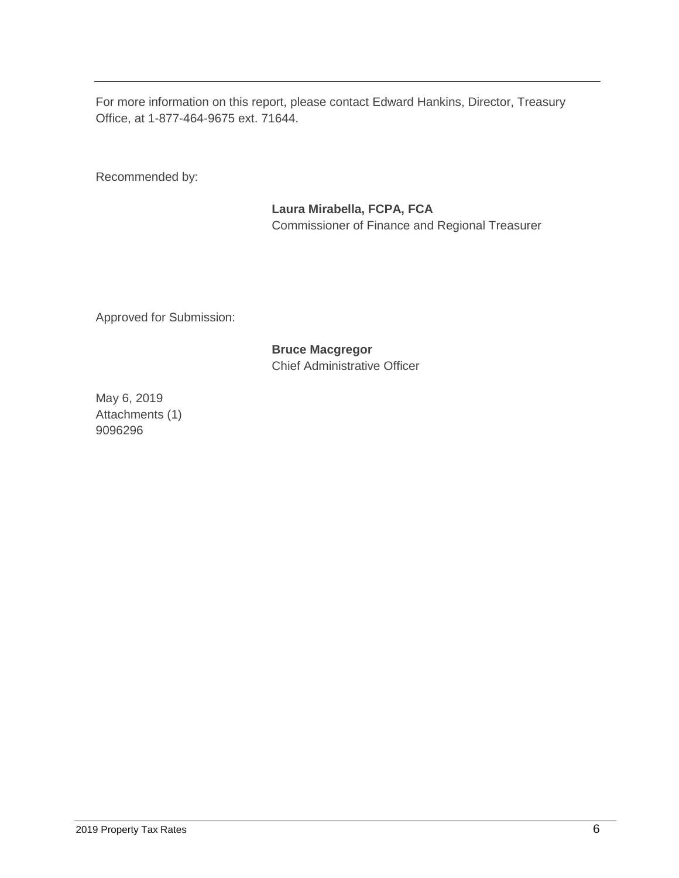---

For more information on this report, please contact Edward Hankins, Director, Treasury Office, at 1-877-464-9675 ext. 71644.

Recommended by:

**Laura Mirabella, FCPA, FCA**
Commissioner of Finance and Regional Treasurer

Approved for Submission:

**Bruce Macgregor**
Chief Administrative Officer

May 6, 2019
Attachments (1)
9096296